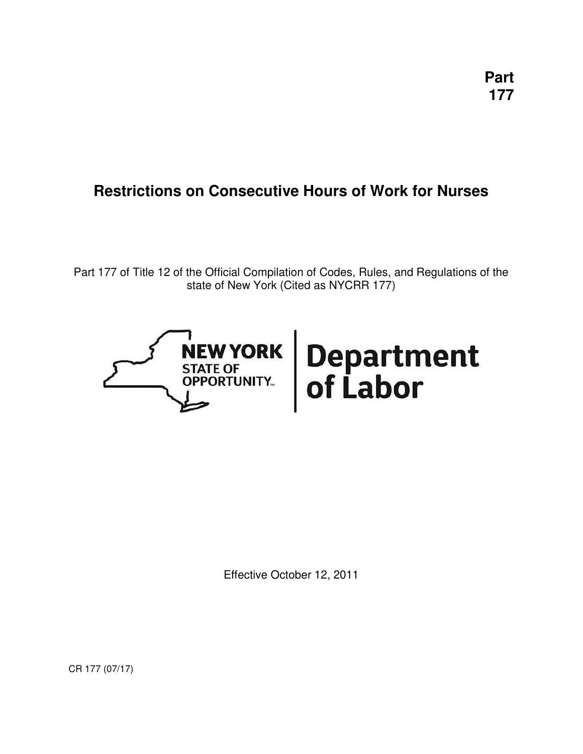**Part 177**

# Restrictions on Consecutive Hours of Work for Nurses

Part 177 of Title 12 of the Official Compilation of Codes, Rules, and Regulations of the state of New York (Cited as NYCRR 177)

NEW YORK STATE OF OPPORTUNITY™ | Department of Labor

Effective October 12, 2011

CR 177 (07/17)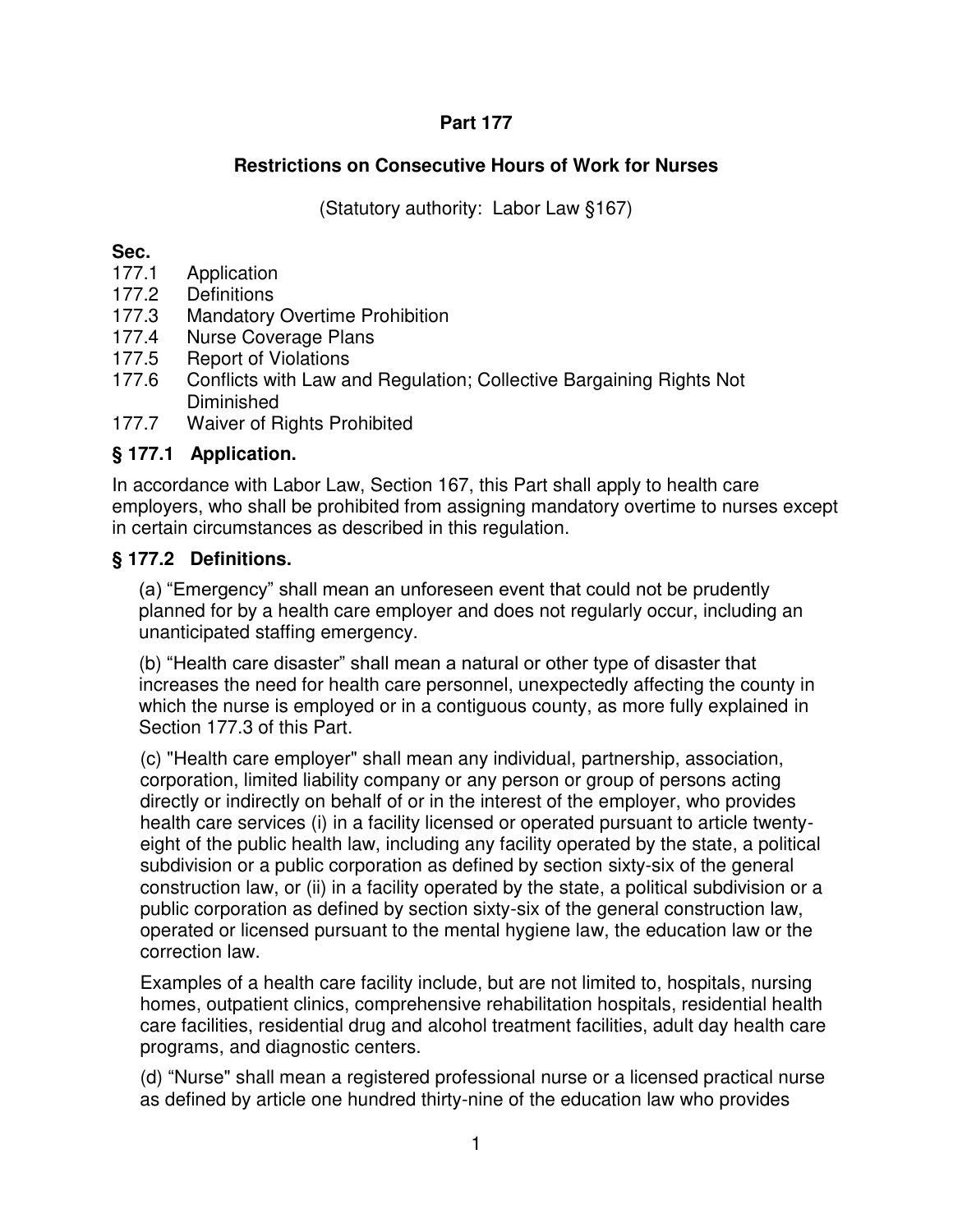**Part 177**

**Restrictions on Consecutive Hours of Work for Nurses**

(Statutory authority: Labor Law §167)

**Sec.**

177.1 Application
177.2 Definitions
177.3 Mandatory Overtime Prohibition
177.4 Nurse Coverage Plans
177.5 Report of Violations
177.6 Conflicts with Law and Regulation; Collective Bargaining Rights Not Diminished
177.7 Waiver of Rights Prohibited

### § 177.1 Application.

In accordance with Labor Law, Section 167, this Part shall apply to health care employers, who shall be prohibited from assigning mandatory overtime to nurses except in certain circumstances as described in this regulation.

### § 177.2 Definitions.

(a) “Emergency” shall mean an unforeseen event that could not be prudently planned for by a health care employer and does not regularly occur, including an unanticipated staffing emergency.

(b) “Health care disaster” shall mean a natural or other type of disaster that increases the need for health care personnel, unexpectedly affecting the county in which the nurse is employed or in a contiguous county, as more fully explained in Section 177.3 of this Part.

(c) "Health care employer" shall mean any individual, partnership, association, corporation, limited liability company or any person or group of persons acting directly or indirectly on behalf of or in the interest of the employer, who provides health care services (i) in a facility licensed or operated pursuant to article twenty-eight of the public health law, including any facility operated by the state, a political subdivision or a public corporation as defined by section sixty-six of the general construction law, or (ii) in a facility operated by the state, a political subdivision or a public corporation as defined by section sixty-six of the general construction law, operated or licensed pursuant to the mental hygiene law, the education law or the correction law.

Examples of a health care facility include, but are not limited to, hospitals, nursing homes, outpatient clinics, comprehensive rehabilitation hospitals, residential health care facilities, residential drug and alcohol treatment facilities, adult day health care programs, and diagnostic centers.

(d) “Nurse" shall mean a registered professional nurse or a licensed practical nurse as defined by article one hundred thirty-nine of the education law who provides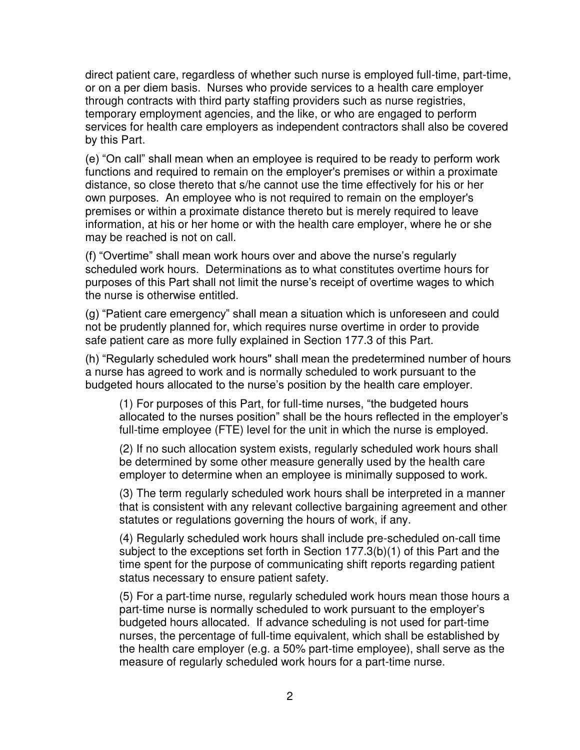direct patient care, regardless of whether such nurse is employed full-time, part-time, or on a per diem basis. Nurses who provide services to a health care employer through contracts with third party staffing providers such as nurse registries, temporary employment agencies, and the like, or who are engaged to perform services for health care employers as independent contractors shall also be covered by this Part.

(e) “On call” shall mean when an employee is required to be ready to perform work functions and required to remain on the employer's premises or within a proximate distance, so close thereto that s/he cannot use the time effectively for his or her own purposes. An employee who is not required to remain on the employer's premises or within a proximate distance thereto but is merely required to leave information, at his or her home or with the health care employer, where he or she may be reached is not on call.

(f) “Overtime” shall mean work hours over and above the nurse’s regularly scheduled work hours. Determinations as to what constitutes overtime hours for purposes of this Part shall not limit the nurse’s receipt of overtime wages to which the nurse is otherwise entitled.

(g) “Patient care emergency” shall mean a situation which is unforeseen and could not be prudently planned for, which requires nurse overtime in order to provide safe patient care as more fully explained in Section 177.3 of this Part.

(h) “Regularly scheduled work hours" shall mean the predetermined number of hours a nurse has agreed to work and is normally scheduled to work pursuant to the budgeted hours allocated to the nurse’s position by the health care employer.

> (1) For purposes of this Part, for full-time nurses, “the budgeted hours allocated to the nurses position” shall be the hours reflected in the employer’s full-time employee (FTE) level for the unit in which the nurse is employed.
>
> (2) If no such allocation system exists, regularly scheduled work hours shall be determined by some other measure generally used by the health care employer to determine when an employee is minimally supposed to work.
>
> (3) The term regularly scheduled work hours shall be interpreted in a manner that is consistent with any relevant collective bargaining agreement and other statutes or regulations governing the hours of work, if any.
>
> (4) Regularly scheduled work hours shall include pre-scheduled on-call time subject to the exceptions set forth in Section 177.3(b)(1) of this Part and the time spent for the purpose of communicating shift reports regarding patient status necessary to ensure patient safety.
>
> (5) For a part-time nurse, regularly scheduled work hours mean those hours a part-time nurse is normally scheduled to work pursuant to the employer’s budgeted hours allocated. If advance scheduling is not used for part-time nurses, the percentage of full-time equivalent, which shall be established by the health care employer (e.g. a 50% part-time employee), shall serve as the measure of regularly scheduled work hours for a part-time nurse.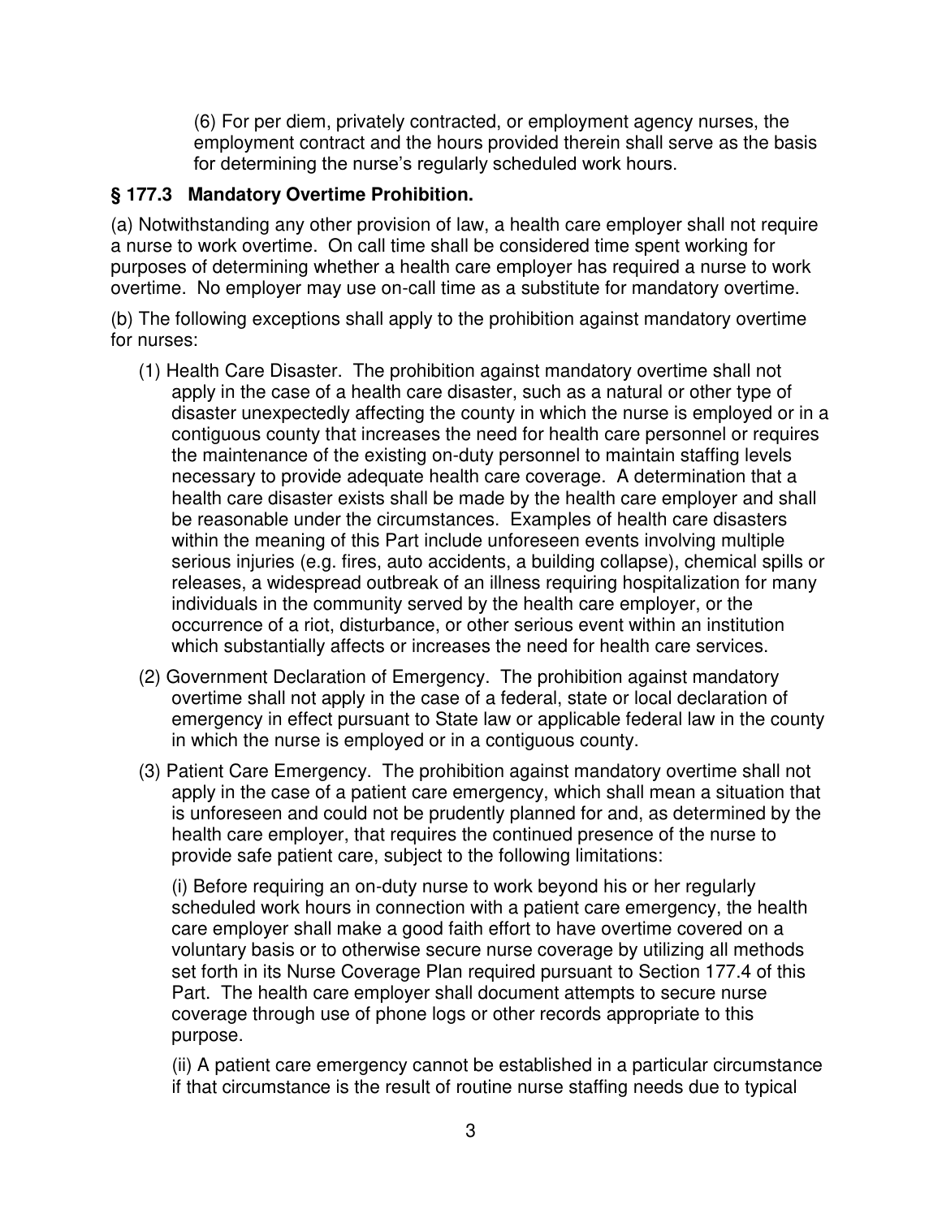(6) For per diem, privately contracted, or employment agency nurses, the employment contract and the hours provided therein shall serve as the basis for determining the nurse's regularly scheduled work hours.

### § 177.3 Mandatory Overtime Prohibition.

(a) Notwithstanding any other provision of law, a health care employer shall not require a nurse to work overtime. On call time shall be considered time spent working for purposes of determining whether a health care employer has required a nurse to work overtime. No employer may use on-call time as a substitute for mandatory overtime.

(b) The following exceptions shall apply to the prohibition against mandatory overtime for nurses:

(1) Health Care Disaster. The prohibition against mandatory overtime shall not apply in the case of a health care disaster, such as a natural or other type of disaster unexpectedly affecting the county in which the nurse is employed or in a contiguous county that increases the need for health care personnel or requires the maintenance of the existing on-duty personnel to maintain staffing levels necessary to provide adequate health care coverage. A determination that a health care disaster exists shall be made by the health care employer and shall be reasonable under the circumstances. Examples of health care disasters within the meaning of this Part include unforeseen events involving multiple serious injuries (e.g. fires, auto accidents, a building collapse), chemical spills or releases, a widespread outbreak of an illness requiring hospitalization for many individuals in the community served by the health care employer, or the occurrence of a riot, disturbance, or other serious event within an institution which substantially affects or increases the need for health care services.

(2) Government Declaration of Emergency. The prohibition against mandatory overtime shall not apply in the case of a federal, state or local declaration of emergency in effect pursuant to State law or applicable federal law in the county in which the nurse is employed or in a contiguous county.

(3) Patient Care Emergency. The prohibition against mandatory overtime shall not apply in the case of a patient care emergency, which shall mean a situation that is unforeseen and could not be prudently planned for and, as determined by the health care employer, that requires the continued presence of the nurse to provide safe patient care, subject to the following limitations:

(i) Before requiring an on-duty nurse to work beyond his or her regularly scheduled work hours in connection with a patient care emergency, the health care employer shall make a good faith effort to have overtime covered on a voluntary basis or to otherwise secure nurse coverage by utilizing all methods set forth in its Nurse Coverage Plan required pursuant to Section 177.4 of this Part. The health care employer shall document attempts to secure nurse coverage through use of phone logs or other records appropriate to this purpose.

(ii) A patient care emergency cannot be established in a particular circumstance if that circumstance is the result of routine nurse staffing needs due to typical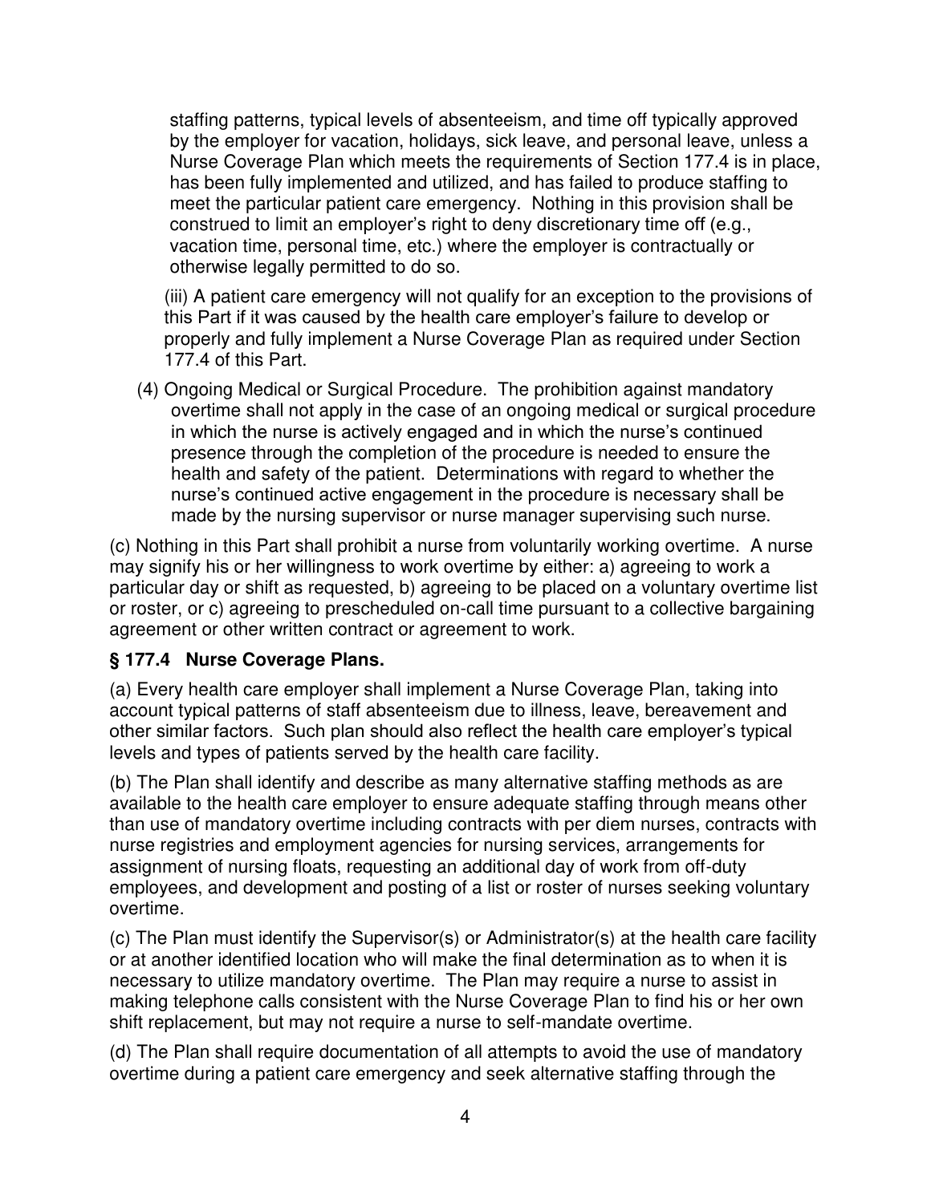staffing patterns, typical levels of absenteeism, and time off typically approved by the employer for vacation, holidays, sick leave, and personal leave, unless a Nurse Coverage Plan which meets the requirements of Section 177.4 is in place, has been fully implemented and utilized, and has failed to produce staffing to meet the particular patient care emergency. Nothing in this provision shall be construed to limit an employer's right to deny discretionary time off (e.g., vacation time, personal time, etc.) where the employer is contractually or otherwise legally permitted to do so.

(iii) A patient care emergency will not qualify for an exception to the provisions of this Part if it was caused by the health care employer's failure to develop or properly and fully implement a Nurse Coverage Plan as required under Section 177.4 of this Part.

(4) Ongoing Medical or Surgical Procedure. The prohibition against mandatory overtime shall not apply in the case of an ongoing medical or surgical procedure in which the nurse is actively engaged and in which the nurse's continued presence through the completion of the procedure is needed to ensure the health and safety of the patient. Determinations with regard to whether the nurse's continued active engagement in the procedure is necessary shall be made by the nursing supervisor or nurse manager supervising such nurse.

(c) Nothing in this Part shall prohibit a nurse from voluntarily working overtime. A nurse may signify his or her willingness to work overtime by either: a) agreeing to work a particular day or shift as requested, b) agreeing to be placed on a voluntary overtime list or roster, or c) agreeing to prescheduled on-call time pursuant to a collective bargaining agreement or other written contract or agreement to work.

### § 177.4 Nurse Coverage Plans.

(a) Every health care employer shall implement a Nurse Coverage Plan, taking into account typical patterns of staff absenteeism due to illness, leave, bereavement and other similar factors. Such plan should also reflect the health care employer's typical levels and types of patients served by the health care facility.

(b) The Plan shall identify and describe as many alternative staffing methods as are available to the health care employer to ensure adequate staffing through means other than use of mandatory overtime including contracts with per diem nurses, contracts with nurse registries and employment agencies for nursing services, arrangements for assignment of nursing floats, requesting an additional day of work from off-duty employees, and development and posting of a list or roster of nurses seeking voluntary overtime.

(c) The Plan must identify the Supervisor(s) or Administrator(s) at the health care facility or at another identified location who will make the final determination as to when it is necessary to utilize mandatory overtime. The Plan may require a nurse to assist in making telephone calls consistent with the Nurse Coverage Plan to find his or her own shift replacement, but may not require a nurse to self-mandate overtime.

(d) The Plan shall require documentation of all attempts to avoid the use of mandatory overtime during a patient care emergency and seek alternative staffing through the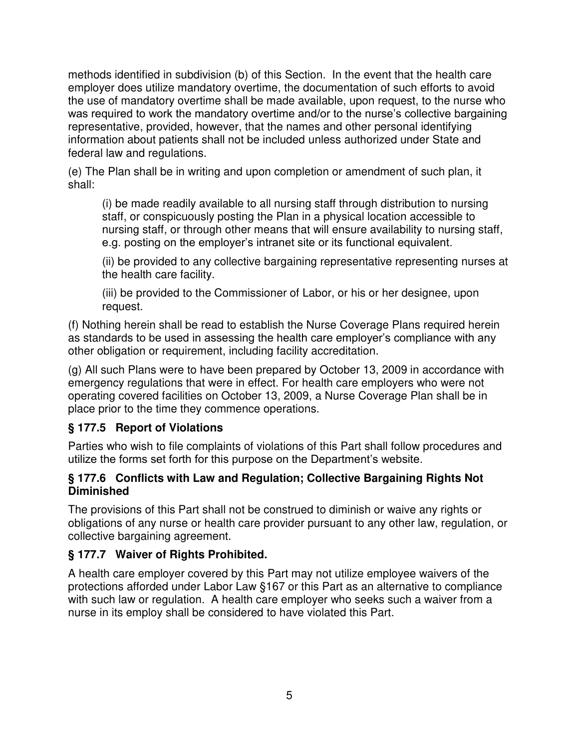methods identified in subdivision (b) of this Section. In the event that the health care employer does utilize mandatory overtime, the documentation of such efforts to avoid the use of mandatory overtime shall be made available, upon request, to the nurse who was required to work the mandatory overtime and/or to the nurse's collective bargaining representative, provided, however, that the names and other personal identifying information about patients shall not be included unless authorized under State and federal law and regulations.

(e) The Plan shall be in writing and upon completion or amendment of such plan, it shall:

> (i) be made readily available to all nursing staff through distribution to nursing staff, or conspicuously posting the Plan in a physical location accessible to nursing staff, or through other means that will ensure availability to nursing staff, e.g. posting on the employer's intranet site or its functional equivalent.
>
> (ii) be provided to any collective bargaining representative representing nurses at the health care facility.
>
> (iii) be provided to the Commissioner of Labor, or his or her designee, upon request.

(f) Nothing herein shall be read to establish the Nurse Coverage Plans required herein as standards to be used in assessing the health care employer's compliance with any other obligation or requirement, including facility accreditation.

(g) All such Plans were to have been prepared by October 13, 2009 in accordance with emergency regulations that were in effect. For health care employers who were not operating covered facilities on October 13, 2009, a Nurse Coverage Plan shall be in place prior to the time they commence operations.

### § 177.5 Report of Violations

Parties who wish to file complaints of violations of this Part shall follow procedures and utilize the forms set forth for this purpose on the Department's website.

### § 177.6 Conflicts with Law and Regulation; Collective Bargaining Rights Not Diminished

The provisions of this Part shall not be construed to diminish or waive any rights or obligations of any nurse or health care provider pursuant to any other law, regulation, or collective bargaining agreement.

### § 177.7 Waiver of Rights Prohibited.

A health care employer covered by this Part may not utilize employee waivers of the protections afforded under Labor Law §167 or this Part as an alternative to compliance with such law or regulation. A health care employer who seeks such a waiver from a nurse in its employ shall be considered to have violated this Part.